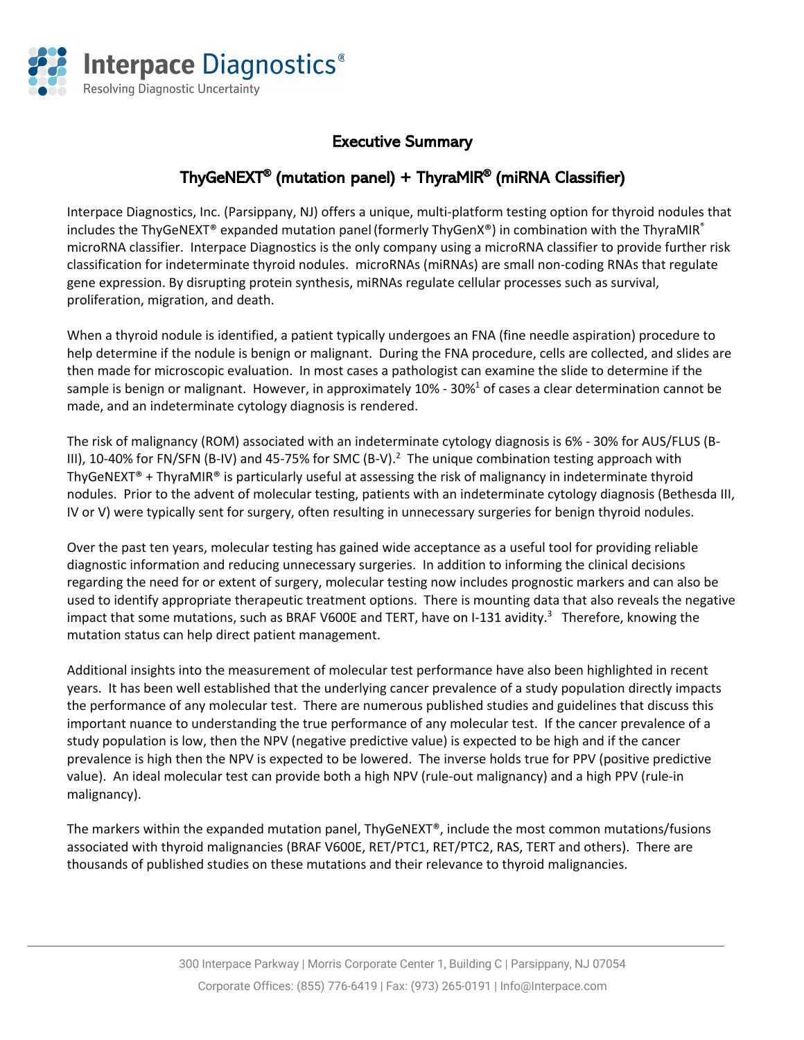# Executive Summary

## ThyGeNEXT® (mutation panel) + ThyraMIR® (miRNA Classifier)

Interpace Diagnostics, Inc. (Parsippany, NJ) offers a unique, multi-platform testing option for thyroid nodules that includes the ThyGeNEXT® expanded mutation panel (formerly ThyGenX®) in combination with the ThyraMIR® microRNA classifier. Interpace Diagnostics is the only company using a microRNA classifier to provide further risk classification for indeterminate thyroid nodules. microRNAs (miRNAs) are small non-coding RNAs that regulate gene expression. By disrupting protein synthesis, miRNAs regulate cellular processes such as survival, proliferation, migration, and death.

When a thyroid nodule is identified, a patient typically undergoes an FNA (fine needle aspiration) procedure to help determine if the nodule is benign or malignant. During the FNA procedure, cells are collected, and slides are then made for microscopic evaluation. In most cases a pathologist can examine the slide to determine if the sample is benign or malignant. However, in approximately 10% - 30%[1] of cases a clear determination cannot be made, and an indeterminate cytology diagnosis is rendered.

The risk of malignancy (ROM) associated with an indeterminate cytology diagnosis is 6% - 30% for AUS/FLUS (B-III), 10-40% for FN/SFN (B-IV) and 45-75% for SMC (B-V).[2] The unique combination testing approach with ThyGeNEXT® + ThyraMIR® is particularly useful at assessing the risk of malignancy in indeterminate thyroid nodules. Prior to the advent of molecular testing, patients with an indeterminate cytology diagnosis (Bethesda III, IV or V) were typically sent for surgery, often resulting in unnecessary surgeries for benign thyroid nodules.

Over the past ten years, molecular testing has gained wide acceptance as a useful tool for providing reliable diagnostic information and reducing unnecessary surgeries. In addition to informing the clinical decisions regarding the need for or extent of surgery, molecular testing now includes prognostic markers and can also be used to identify appropriate therapeutic treatment options. There is mounting data that also reveals the negative impact that some mutations, such as BRAF V600E and TERT, have on I-131 avidity.[3] Therefore, knowing the mutation status can help direct patient management.

Additional insights into the measurement of molecular test performance have also been highlighted in recent years. It has been well established that the underlying cancer prevalence of a study population directly impacts the performance of any molecular test. There are numerous published studies and guidelines that discuss this important nuance to understanding the true performance of any molecular test. If the cancer prevalence of a study population is low, then the NPV (negative predictive value) is expected to be high and if the cancer prevalence is high then the NPV is expected to be lowered. The inverse holds true for PPV (positive predictive value). An ideal molecular test can provide both a high NPV (rule-out malignancy) and a high PPV (rule-in malignancy).

The markers within the expanded mutation panel, ThyGeNEXT®, include the most common mutations/fusions associated with thyroid malignancies (BRAF V600E, RET/PTC1, RET/PTC2, RAS, TERT and others). There are thousands of published studies on these mutations and their relevance to thyroid malignancies.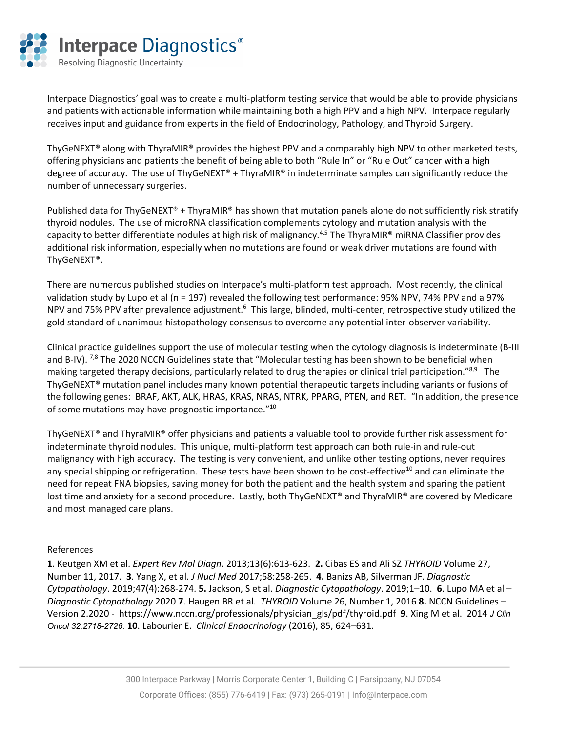Interpace Diagnostics' goal was to create a multi-platform testing service that would be able to provide physicians and patients with actionable information while maintaining both a high PPV and a high NPV. Interpace regularly receives input and guidance from experts in the field of Endocrinology, Pathology, and Thyroid Surgery.

ThyGeNEXT® along with ThyraMIR® provides the highest PPV and a comparably high NPV to other marketed tests, offering physicians and patients the benefit of being able to both "Rule In" or "Rule Out" cancer with a high degree of accuracy. The use of ThyGeNEXT® + ThyraMIR® in indeterminate samples can significantly reduce the number of unnecessary surgeries.

Published data for ThyGeNEXT® + ThyraMIR® has shown that mutation panels alone do not sufficiently risk stratify thyroid nodules. The use of microRNA classification complements cytology and mutation analysis with the capacity to better differentiate nodules at high risk of malignancy.[4,5] The ThyraMIR® miRNA Classifier provides additional risk information, especially when no mutations are found or weak driver mutations are found with ThyGeNEXT®.

There are numerous published studies on Interpace's multi-platform test approach. Most recently, the clinical validation study by Lupo et al (n = 197) revealed the following test performance: 95% NPV, 74% PPV and a 97% NPV and 75% PPV after prevalence adjustment.[6] This large, blinded, multi-center, retrospective study utilized the gold standard of unanimous histopathology consensus to overcome any potential inter-observer variability.

Clinical practice guidelines support the use of molecular testing when the cytology diagnosis is indeterminate (B-III and B-IV).[7,8] The 2020 NCCN Guidelines state that "Molecular testing has been shown to be beneficial when making targeted therapy decisions, particularly related to drug therapies or clinical trial participation."[8,9] The ThyGeNEXT® mutation panel includes many known potential therapeutic targets including variants or fusions of the following genes: BRAF, AKT, ALK, HRAS, KRAS, NRAS, NTRK, PPARG, PTEN, and RET. "In addition, the presence of some mutations may have prognostic importance."[10]

ThyGeNEXT® and ThyraMIR® offer physicians and patients a valuable tool to provide further risk assessment for indeterminate thyroid nodules. This unique, multi-platform test approach can both rule-in and rule-out malignancy with high accuracy. The testing is very convenient, and unlike other testing options, never requires any special shipping or refrigeration. These tests have been shown to be cost-effective[10] and can eliminate the need for repeat FNA biopsies, saving money for both the patient and the health system and sparing the patient lost time and anxiety for a second procedure. Lastly, both ThyGeNEXT® and ThyraMIR® are covered by Medicare and most managed care plans.

References

**1**. Keutgen XM et al. *Expert Rev Mol Diagn*. 2013;13(6):613-623. **2.** Cibas ES and Ali SZ *THYROID* Volume 27, Number 11, 2017. **3**. Yang X, et al. *J Nucl Med* 2017;58:258-265. **4.** Banizs AB, Silverman JF. *Diagnostic Cytopathology*. 2019;47(4):268-274. **5.** Jackson, S et al. *Diagnostic Cytopathology*. 2019;1–10. **6**. Lupo MA et al – *Diagnostic Cytopathology* 2020 **7**. Haugen BR et al. *THYROID* Volume 26, Number 1, 2016 **8.** NCCN Guidelines – Version 2.2020 - https://www.nccn.org/professionals/physician_gls/pdf/thyroid.pdf **9**. Xing M et al. 2014 *J Clin Oncol 32:2718-2726.* **10**. Labourier E. *Clinical Endocrinology* (2016), 85, 624–631.